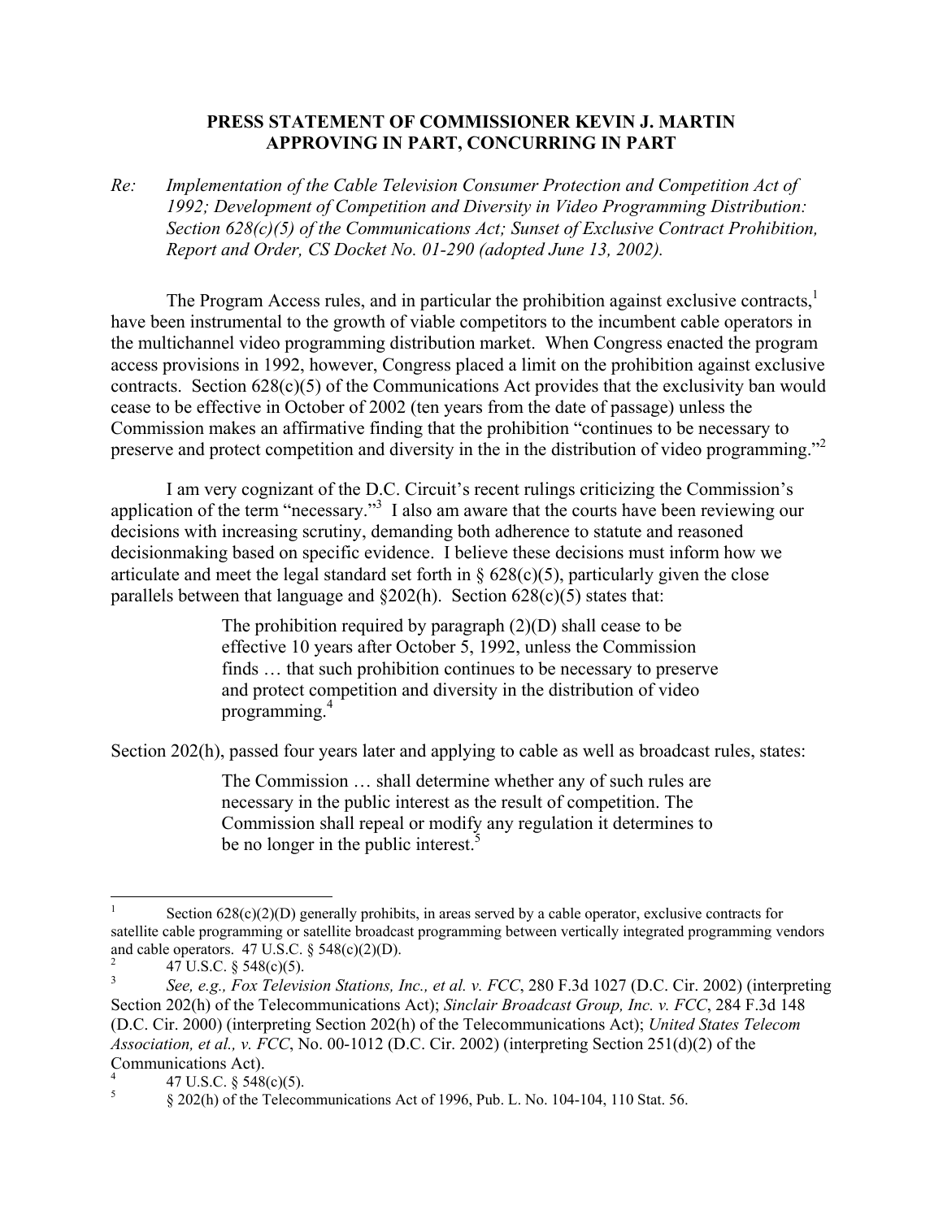# PRESS STATEMENT OF COMMISSIONER KEVIN J. MARTIN APPROVING IN PART, CONCURRING IN PART

Re: *Implementation of the Cable Television Consumer Protection and Competition Act of 1992; Development of Competition and Diversity in Video Programming Distribution: Section 628(c)(5) of the Communications Act; Sunset of Exclusive Contract Prohibition, Report and Order, CS Docket No. 01-290 (adopted June 13, 2002).*

The Program Access rules, and in particular the prohibition against exclusive contracts,[1] have been instrumental to the growth of viable competitors to the incumbent cable operators in the multichannel video programming distribution market. When Congress enacted the program access provisions in 1992, however, Congress placed a limit on the prohibition against exclusive contracts. Section 628(c)(5) of the Communications Act provides that the exclusivity ban would cease to be effective in October of 2002 (ten years from the date of passage) unless the Commission makes an affirmative finding that the prohibition "continues to be necessary to preserve and protect competition and diversity in the in the distribution of video programming."[2]

I am very cognizant of the D.C. Circuit's recent rulings criticizing the Commission's application of the term "necessary."[3] I also am aware that the courts have been reviewing our decisions with increasing scrutiny, demanding both adherence to statute and reasoned decisionmaking based on specific evidence. I believe these decisions must inform how we articulate and meet the legal standard set forth in § 628(c)(5), particularly given the close parallels between that language and §202(h). Section 628(c)(5) states that:

> The prohibition required by paragraph (2)(D) shall cease to be effective 10 years after October 5, 1992, unless the Commission finds … that such prohibition continues to be necessary to preserve and protect competition and diversity in the distribution of video programming.[4]

Section 202(h), passed four years later and applying to cable as well as broadcast rules, states:

> The Commission … shall determine whether any of such rules are necessary in the public interest as the result of competition. The Commission shall repeal or modify any regulation it determines to be no longer in the public interest.[5]

---

[1] Section 628(c)(2)(D) generally prohibits, in areas served by a cable operator, exclusive contracts for satellite cable programming or satellite broadcast programming between vertically integrated programming vendors and cable operators. 47 U.S.C. § 548(c)(2)(D).

[2] 47 U.S.C. § 548(c)(5).

[3] *See, e.g., Fox Television Stations, Inc., et al. v. FCC*, 280 F.3d 1027 (D.C. Cir. 2002) (interpreting Section 202(h) of the Telecommunications Act); *Sinclair Broadcast Group, Inc. v. FCC*, 284 F.3d 148 (D.C. Cir. 2000) (interpreting Section 202(h) of the Telecommunications Act); *United States Telecom Association, et al., v. FCC*, No. 00-1012 (D.C. Cir. 2002) (interpreting Section 251(d)(2) of the Communications Act).

[4] 47 U.S.C. § 548(c)(5).

[5] § 202(h) of the Telecommunications Act of 1996, Pub. L. No. 104-104, 110 Stat. 56.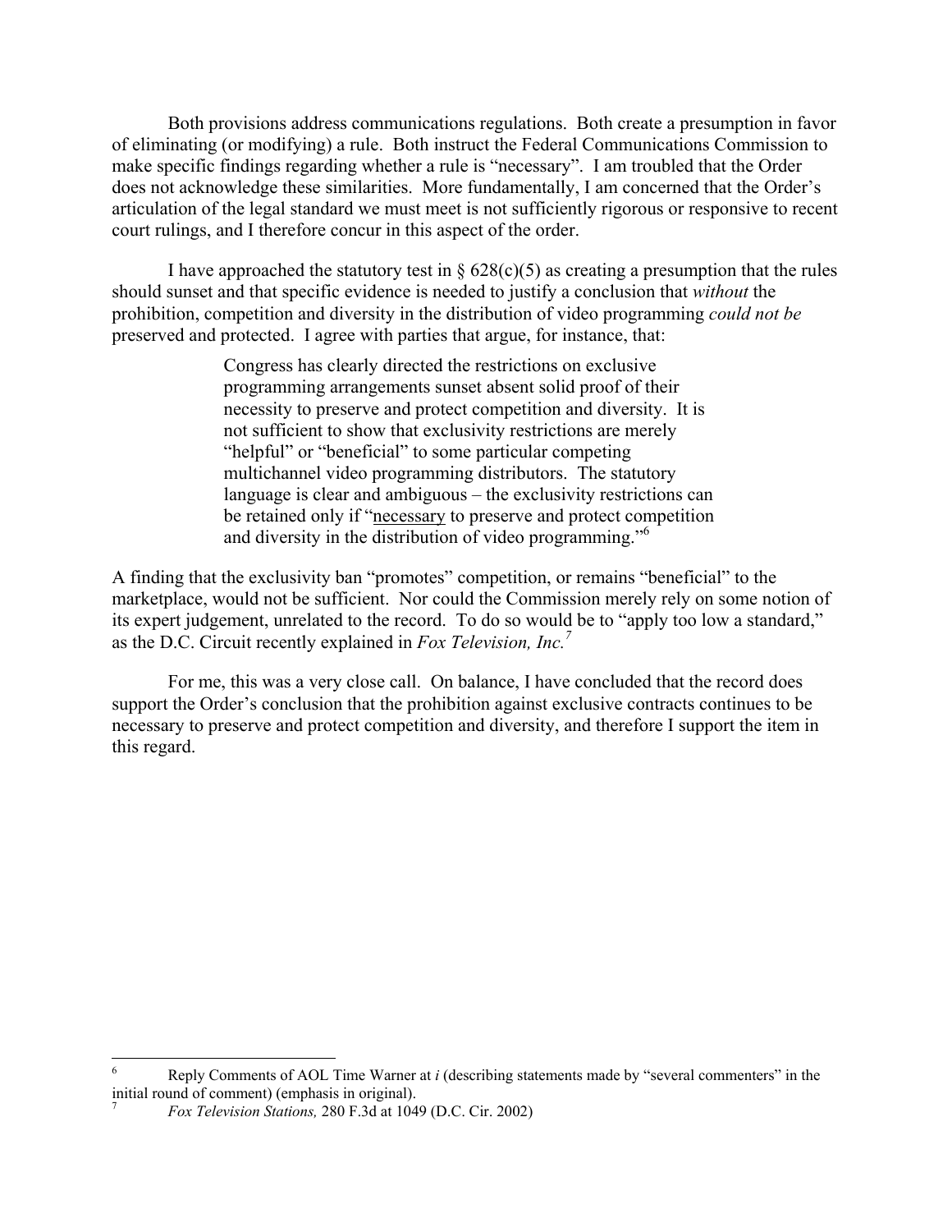Both provisions address communications regulations. Both create a presumption in favor of eliminating (or modifying) a rule. Both instruct the Federal Communications Commission to make specific findings regarding whether a rule is "necessary". I am troubled that the Order does not acknowledge these similarities. More fundamentally, I am concerned that the Order's articulation of the legal standard we must meet is not sufficiently rigorous or responsive to recent court rulings, and I therefore concur in this aspect of the order.

I have approached the statutory test in § 628(c)(5) as creating a presumption that the rules should sunset and that specific evidence is needed to justify a conclusion that *without* the prohibition, competition and diversity in the distribution of video programming *could not be* preserved and protected. I agree with parties that argue, for instance, that:

> Congress has clearly directed the restrictions on exclusive programming arrangements sunset absent solid proof of their necessity to preserve and protect competition and diversity. It is not sufficient to show that exclusivity restrictions are merely "helpful" or "beneficial" to some particular competing multichannel video programming distributors. The statutory language is clear and ambiguous – the exclusivity restrictions can be retained only if "<u>necessary</u> to preserve and protect competition and diversity in the distribution of video programming."[6]

A finding that the exclusivity ban "promotes" competition, or remains "beneficial" to the marketplace, would not be sufficient. Nor could the Commission merely rely on some notion of its expert judgement, unrelated to the record. To do so would be to "apply too low a standard," as the D.C. Circuit recently explained in *Fox Television, Inc.*[7]

For me, this was a very close call. On balance, I have concluded that the record does support the Order's conclusion that the prohibition against exclusive contracts continues to be necessary to preserve and protect competition and diversity, and therefore I support the item in this regard.

---

[6] Reply Comments of AOL Time Warner at *i* (describing statements made by "several commenters" in the initial round of comment) (emphasis in original).

[7] *Fox Television Stations,* 280 F.3d at 1049 (D.C. Cir. 2002)